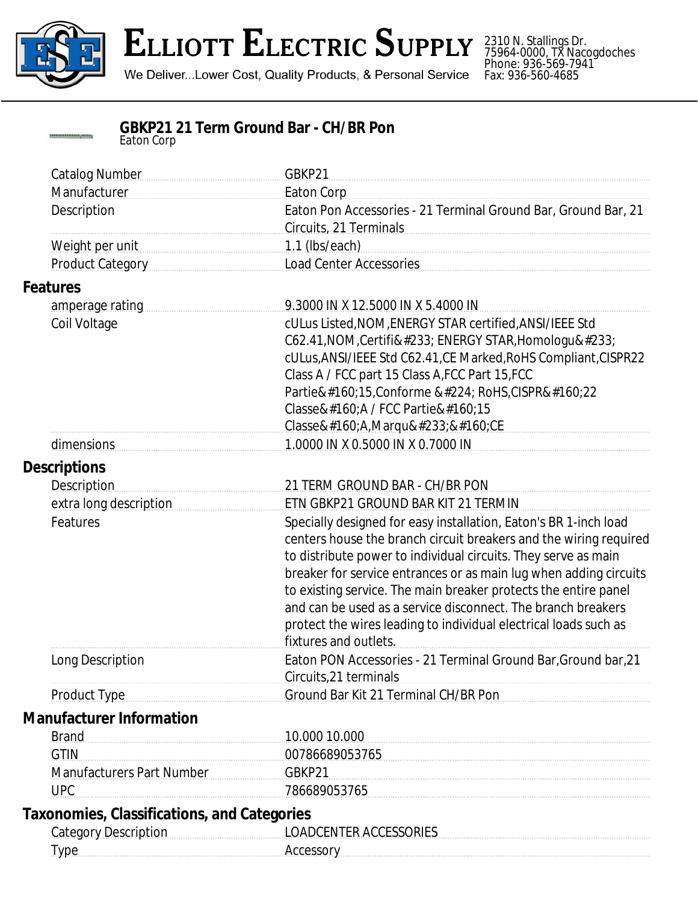# ELLIOTT ELECTRIC SUPPLY

We Deliver...Lower Cost, Quality Products, & Personal Service

2310 N. Stallings Dr.
75964-0000, TX Nacogdoches
Phone: 936-569-7941
Fax: 936-560-4685

## GBKP21 21 Term Ground Bar - CH/BR Pon

Eaton Corp

| | |
|---|---|
| Catalog Number | GBKP21 |
| Manufacturer | Eaton Corp |
| Description | Eaton Pon Accessories - 21 Terminal Ground Bar, Ground Bar, 21 Circuits, 21 Terminals |
| Weight per unit | 1.1 (lbs/each) |
| Product Category | Load Center Accessories |

### Features

| | |
|---|---|
| amperage rating | 9.3000 IN X 12.5000 IN X 5.4000 IN |
| Coil Voltage | cULus Listed,NOM,ENERGY STAR certified,ANSI/IEEE Std C62.41,NOM,Certifi&#233; ENERGY STAR,Homologu&#233; cULus,ANSI/IEEE Std C62.41,CE Marked,RoHS Compliant,CISPR22 Class A / FCC part 15 Class A,FCC Part 15,FCC Partie&#160;15,Conforme &#224; RoHS,CISPR&#160;22 Classe&#160;A / FCC Partie&#160;15 Classe&#160;A,Marqu&#233;&#160;CE |
| dimensions | 1.0000 IN X 0.5000 IN X 0.7000 IN |

### Descriptions

| | |
|---|---|
| Description | 21 TERM GROUND BAR - CH/BR PON |
| extra long description | ETN GBKP21 GROUND BAR KIT 21 TERMIN |
| Features | Specially designed for easy installation, Eaton's BR 1-inch load centers house the branch circuit breakers and the wiring required to distribute power to individual circuits. They serve as main breaker for service entrances or as main lug when adding circuits to existing service. The main breaker protects the entire panel and can be used as a service disconnect. The branch breakers protect the wires leading to individual electrical loads such as fixtures and outlets. |
| Long Description | Eaton PON Accessories - 21 Terminal Ground Bar,Ground bar,21 Circuits,21 terminals |
| Product Type | Ground Bar Kit 21 Terminal CH/BR Pon |

### Manufacturer Information

| | |
|---|---|
| Brand | 10.000 10.000 |
| GTIN | 00786689053765 |
| Manufacturers Part Number | GBKP21 |
| UPC | 786689053765 |

### Taxonomies, Classifications, and Categories

| | |
|---|---|
| Category Description | LOADCENTER ACCESSORIES |
| Type | Accessory |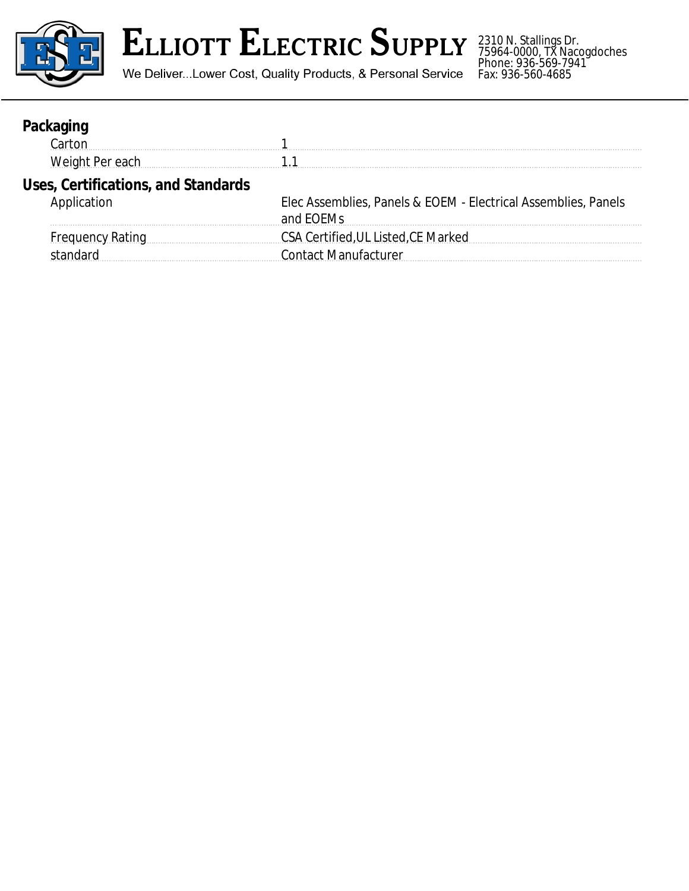## Packaging

| | |
|---|---|
| Carton | 1 |
| Weight Per each | 1.1 |

## Uses, Certifications, and Standards

| | |
|---|---|
| Application | Elec Assemblies, Panels & EOEM - Electrical Assemblies, Panels and EOEMs |
| Frequency Rating | CSA Certified,UL Listed,CE Marked |
| standard | Contact Manufacturer |